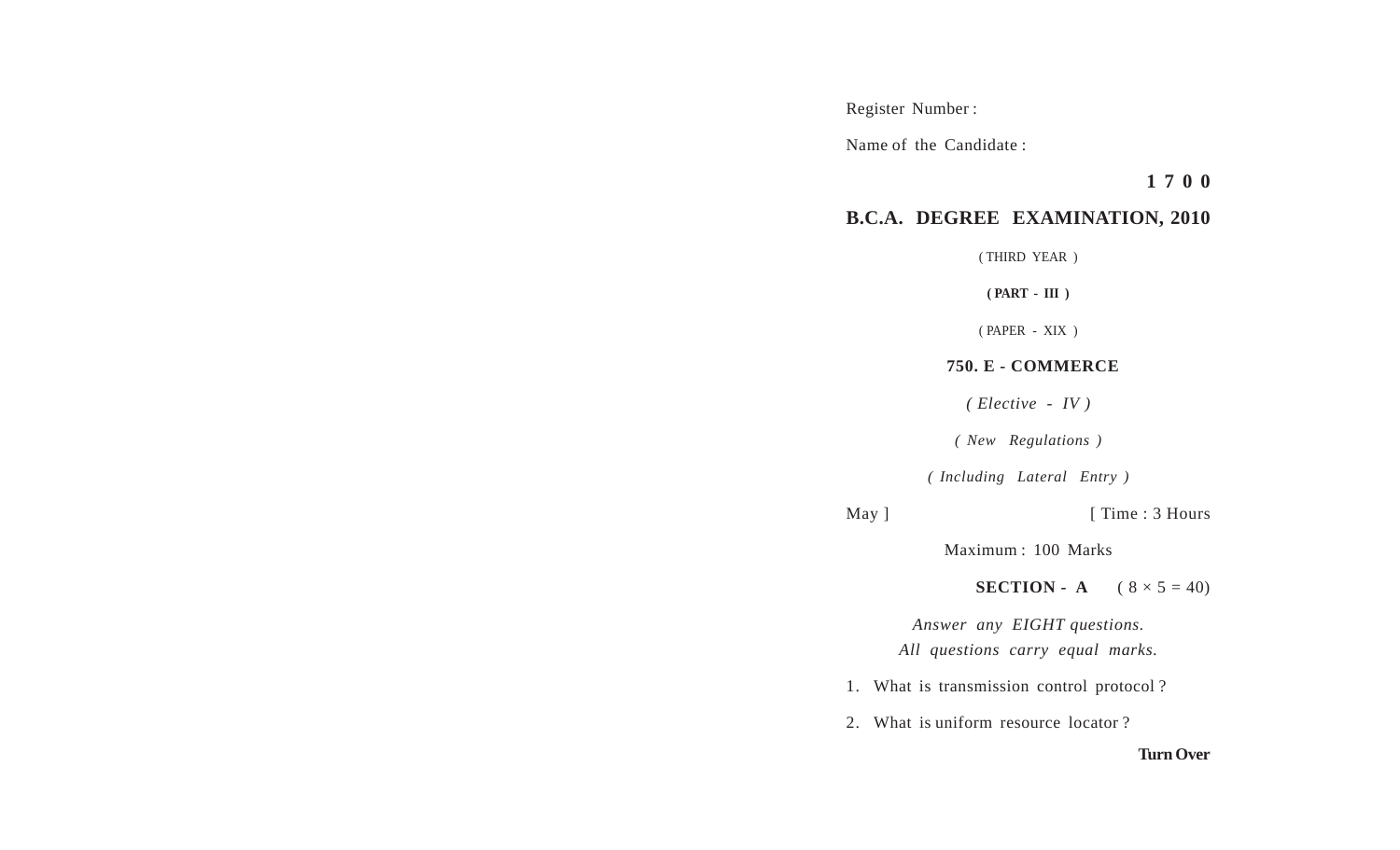Register Number :

Name of the Candidate :

**1 7 0 0**

# B.C.A. DEGREE EXAMINATION, 2010

( THIRD YEAR )

**( PART - III )**

( PAPER - XIX )

**750. E - COMMERCE**

*( Elective - IV )*

*( New Regulations )*

*( Including Lateral Entry )*

May ] [ Time : 3 Hours

Maximum : 100 Marks

**SECTION - A** ( 8 × 5 = 40)

*Answer any EIGHT questions.*
*All questions carry equal marks.*

1. What is transmission control protocol ?

2. What is uniform resource locator ?

**Turn Over**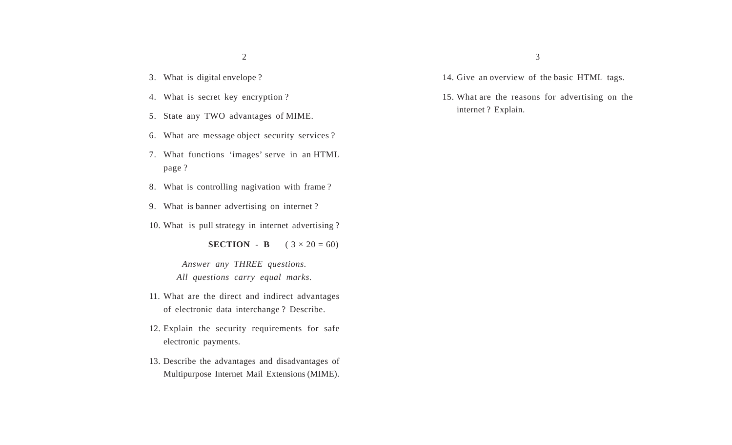3. What is digital envelope ?

4. What is secret key encryption ?

5. State any TWO advantages of MIME.

6. What are message object security services ?

7. What functions 'images' serve in an HTML page ?

8. What is controlling nagivation with frame ?

9. What is banner advertising on internet ?

10. What is pull strategy in internet advertising ?

**SECTION - B** ( 3 × 20 = 60)

*Answer any THREE questions.*
*All questions carry equal marks.*

11. What are the direct and indirect advantages of electronic data interchange ? Describe.

12. Explain the security requirements for safe electronic payments.

13. Describe the advantages and disadvantages of Multipurpose Internet Mail Extensions (MIME).

14. Give an overview of the basic HTML tags.

15. What are the reasons for advertising on the internet ? Explain.